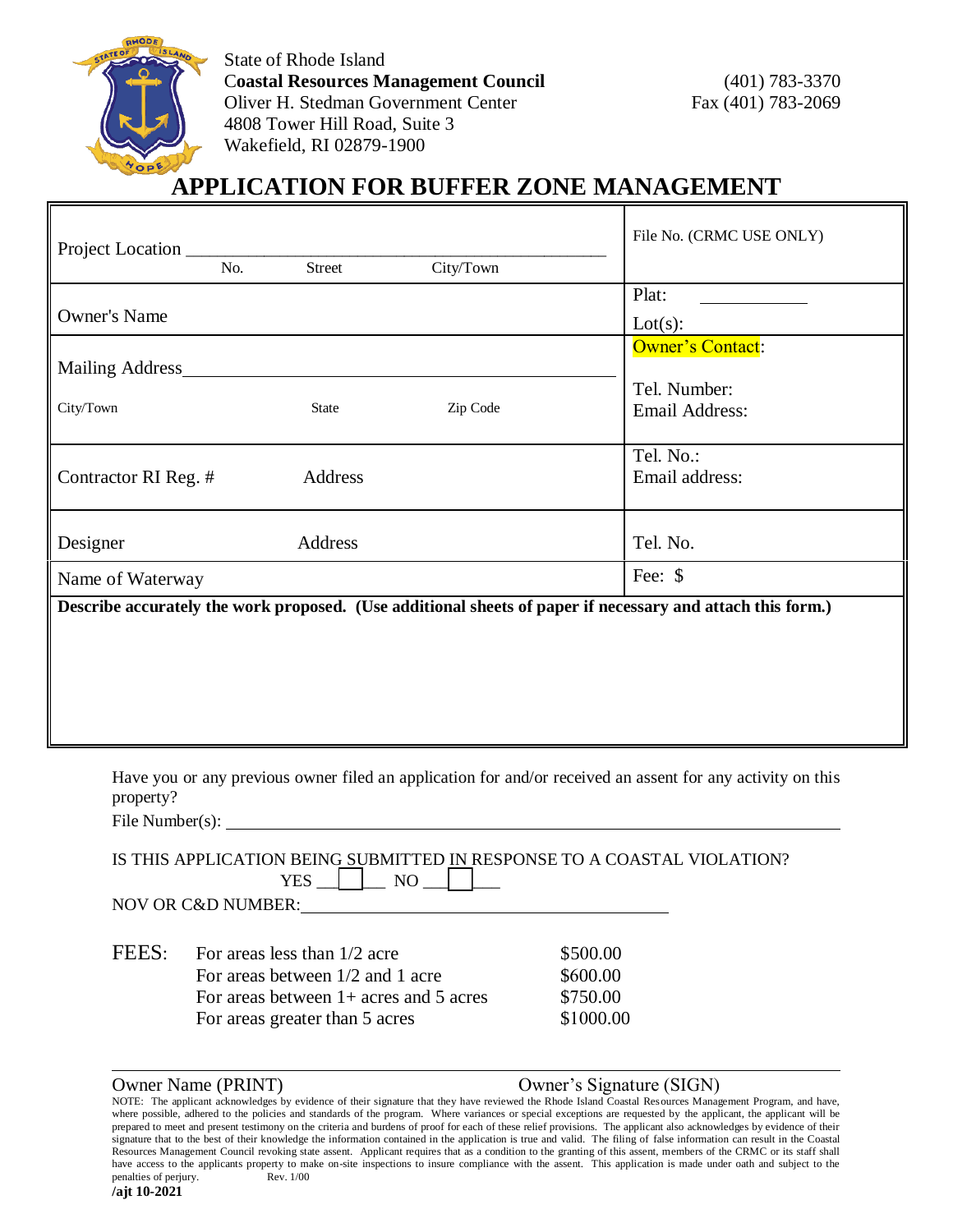State of Rhode Island
**Coastal Resources Management Council**
Oliver H. Stedman Government Center
4808 Tower Hill Road, Suite 3
Wakefield, RI 02879-1900

(401) 783-3370
Fax (401) 783-2069

# APPLICATION FOR BUFFER ZONE MANAGEMENT

| | |
|---|---|
| Project Location ____________________ No. Street City/Town | File No. (CRMC USE ONLY) |
| Owner's Name | Plat: ____________ Lot(s): |
| Mailing Address____________________ City/Town State Zip Code | Owner's Contact: Tel. Number: Email Address: |
| Contractor RI Reg. # Address | Tel. No.: Email address: |
| Designer Address | Tel. No. |
| Name of Waterway | Fee: $ |

**Describe accurately the work proposed. (Use additional sheets of paper if necessary and attach this form.)**

Have you or any previous owner filed an application for and/or received an assent for any activity on this property?

File Number(s): ____________________

IS THIS APPLICATION BEING SUBMITTED IN RESPONSE TO A COASTAL VIOLATION?

YES ☐ NO ☐

NOV OR C&D NUMBER: ____________________

FEES:

| | |
|---|---|
| For areas less than 1/2 acre | $500.00 |
| For areas between 1/2 and 1 acre | $600.00 |
| For areas between 1+ acres and 5 acres | $750.00 |
| For areas greater than 5 acres | $1000.00 |

Owner Name (PRINT) Owner's Signature (SIGN)

NOTE: The applicant acknowledges by evidence of their signature that they have reviewed the Rhode Island Coastal Resources Management Program, and have, where possible, adhered to the policies and standards of the program. Where variances or special exceptions are requested by the applicant, the applicant will be prepared to meet and present testimony on the criteria and burdens of proof for each of these relief provisions. The applicant also acknowledges by evidence of their signature that to the best of their knowledge the information contained in the application is true and valid. The filing of false information can result in the Coastal Resources Management Council revoking state assent. Applicant requires that as a condition to the granting of this assent, members of the CRMC or its staff shall have access to the applicants property to make on-site inspections to insure compliance with the assent. This application is made under oath and subject to the penalties of perjury. Rev. 1/00

**/ajt 10-2021**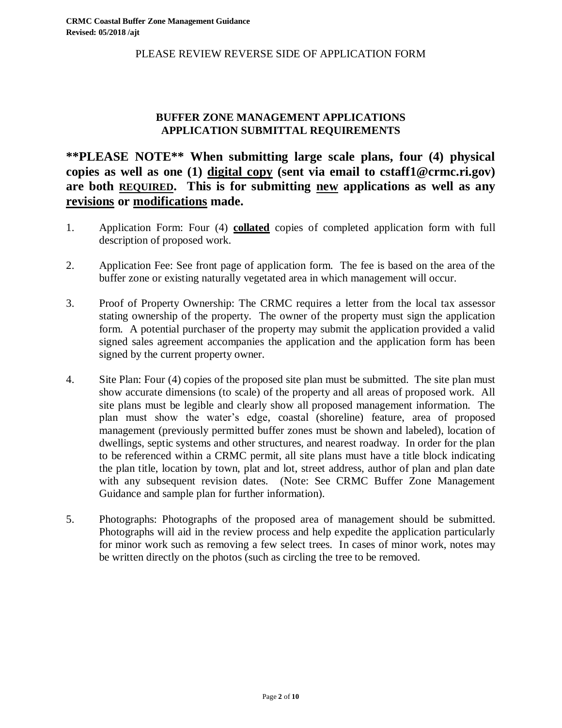PLEASE REVIEW REVERSE SIDE OF APPLICATION FORM

## BUFFER ZONE MANAGEMENT APPLICATIONS
## APPLICATION SUBMITTAL REQUIREMENTS

**\*\*PLEASE NOTE\*\* When submitting large scale plans, four (4) physical copies as well as one (1) <u>digital copy</u> (sent via email to cstaff1@crmc.ri.gov) are both <u>REQUIRED</u>. This is for submitting <u>new</u> applications as well as any <u>revisions</u> or <u>modifications</u> made.**

1. Application Form: Four (4) **<u>collated</u>** copies of completed application form with full description of proposed work.

2. Application Fee: See front page of application form. The fee is based on the area of the buffer zone or existing naturally vegetated area in which management will occur.

3. Proof of Property Ownership: The CRMC requires a letter from the local tax assessor stating ownership of the property. The owner of the property must sign the application form. A potential purchaser of the property may submit the application provided a valid signed sales agreement accompanies the application and the application form has been signed by the current property owner.

4. Site Plan: Four (4) copies of the proposed site plan must be submitted. The site plan must show accurate dimensions (to scale) of the property and all areas of proposed work. All site plans must be legible and clearly show all proposed management information. The plan must show the water's edge, coastal (shoreline) feature, area of proposed management (previously permitted buffer zones must be shown and labeled), location of dwellings, septic systems and other structures, and nearest roadway. In order for the plan to be referenced within a CRMC permit, all site plans must have a title block indicating the plan title, location by town, plat and lot, street address, author of plan and plan date with any subsequent revision dates. (Note: See CRMC Buffer Zone Management Guidance and sample plan for further information).

5. Photographs: Photographs of the proposed area of management should be submitted. Photographs will aid in the review process and help expedite the application particularly for minor work such as removing a few select trees. In cases of minor work, notes may be written directly on the photos (such as circling the tree to be removed.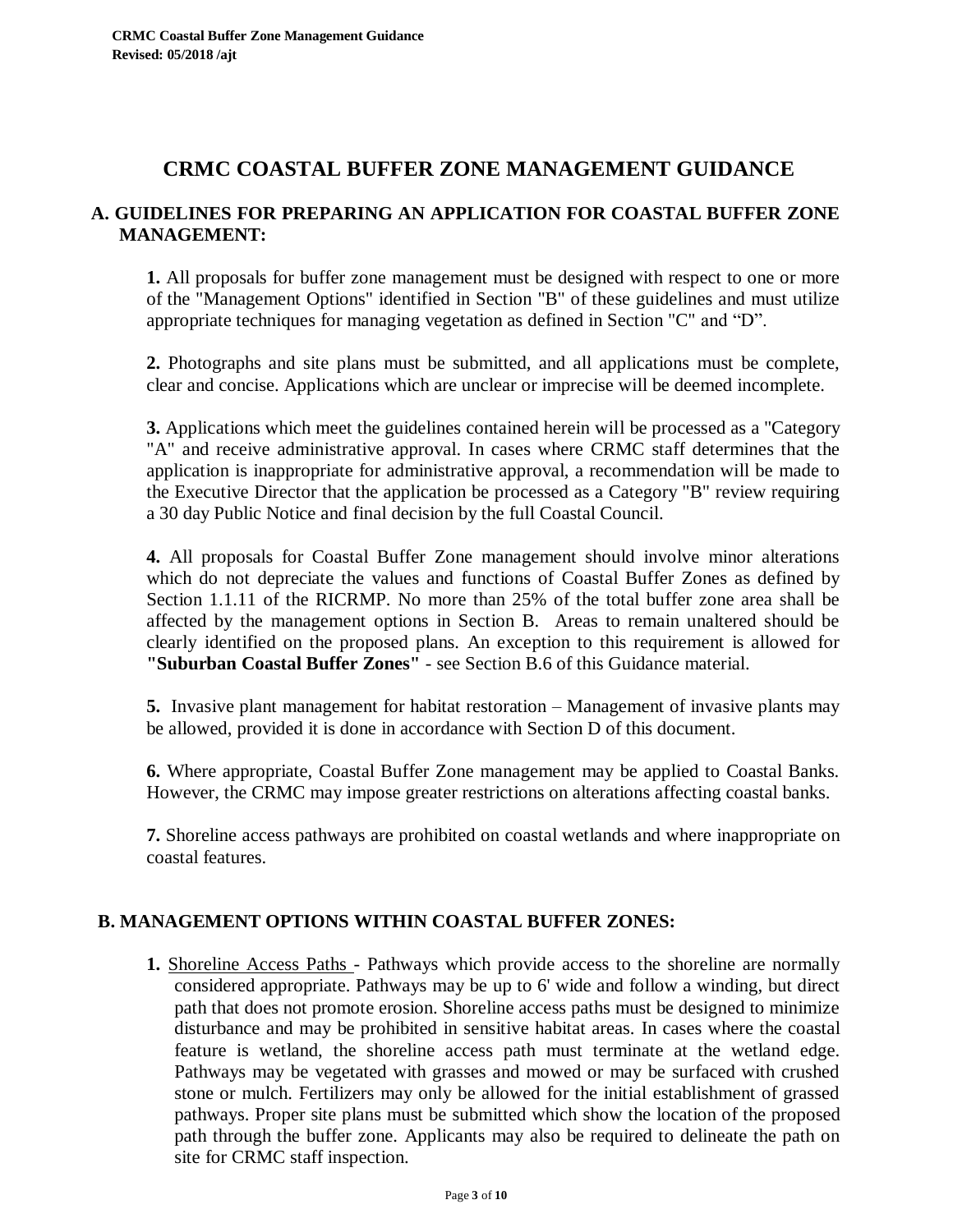# CRMC COASTAL BUFFER ZONE MANAGEMENT GUIDANCE

## A. GUIDELINES FOR PREPARING AN APPLICATION FOR COASTAL BUFFER ZONE MANAGEMENT:

**1.** All proposals for buffer zone management must be designed with respect to one or more of the "Management Options" identified in Section "B" of these guidelines and must utilize appropriate techniques for managing vegetation as defined in Section "C" and "D".

**2.** Photographs and site plans must be submitted, and all applications must be complete, clear and concise. Applications which are unclear or imprecise will be deemed incomplete.

**3.** Applications which meet the guidelines contained herein will be processed as a "Category "A" and receive administrative approval. In cases where CRMC staff determines that the application is inappropriate for administrative approval, a recommendation will be made to the Executive Director that the application be processed as a Category "B" review requiring a 30 day Public Notice and final decision by the full Coastal Council.

**4.** All proposals for Coastal Buffer Zone management should involve minor alterations which do not depreciate the values and functions of Coastal Buffer Zones as defined by Section 1.1.11 of the RICRMP. No more than 25% of the total buffer zone area shall be affected by the management options in Section B. Areas to remain unaltered should be clearly identified on the proposed plans. An exception to this requirement is allowed for **"Suburban Coastal Buffer Zones"** - see Section B.6 of this Guidance material.

**5.** Invasive plant management for habitat restoration – Management of invasive plants may be allowed, provided it is done in accordance with Section D of this document.

**6.** Where appropriate, Coastal Buffer Zone management may be applied to Coastal Banks. However, the CRMC may impose greater restrictions on alterations affecting coastal banks.

**7.** Shoreline access pathways are prohibited on coastal wetlands and where inappropriate on coastal features.

## B. MANAGEMENT OPTIONS WITHIN COASTAL BUFFER ZONES:

**1.** Shoreline Access Paths - Pathways which provide access to the shoreline are normally considered appropriate. Pathways may be up to 6' wide and follow a winding, but direct path that does not promote erosion. Shoreline access paths must be designed to minimize disturbance and may be prohibited in sensitive habitat areas. In cases where the coastal feature is wetland, the shoreline access path must terminate at the wetland edge. Pathways may be vegetated with grasses and mowed or may be surfaced with crushed stone or mulch. Fertilizers may only be allowed for the initial establishment of grassed pathways. Proper site plans must be submitted which show the location of the proposed path through the buffer zone. Applicants may also be required to delineate the path on site for CRMC staff inspection.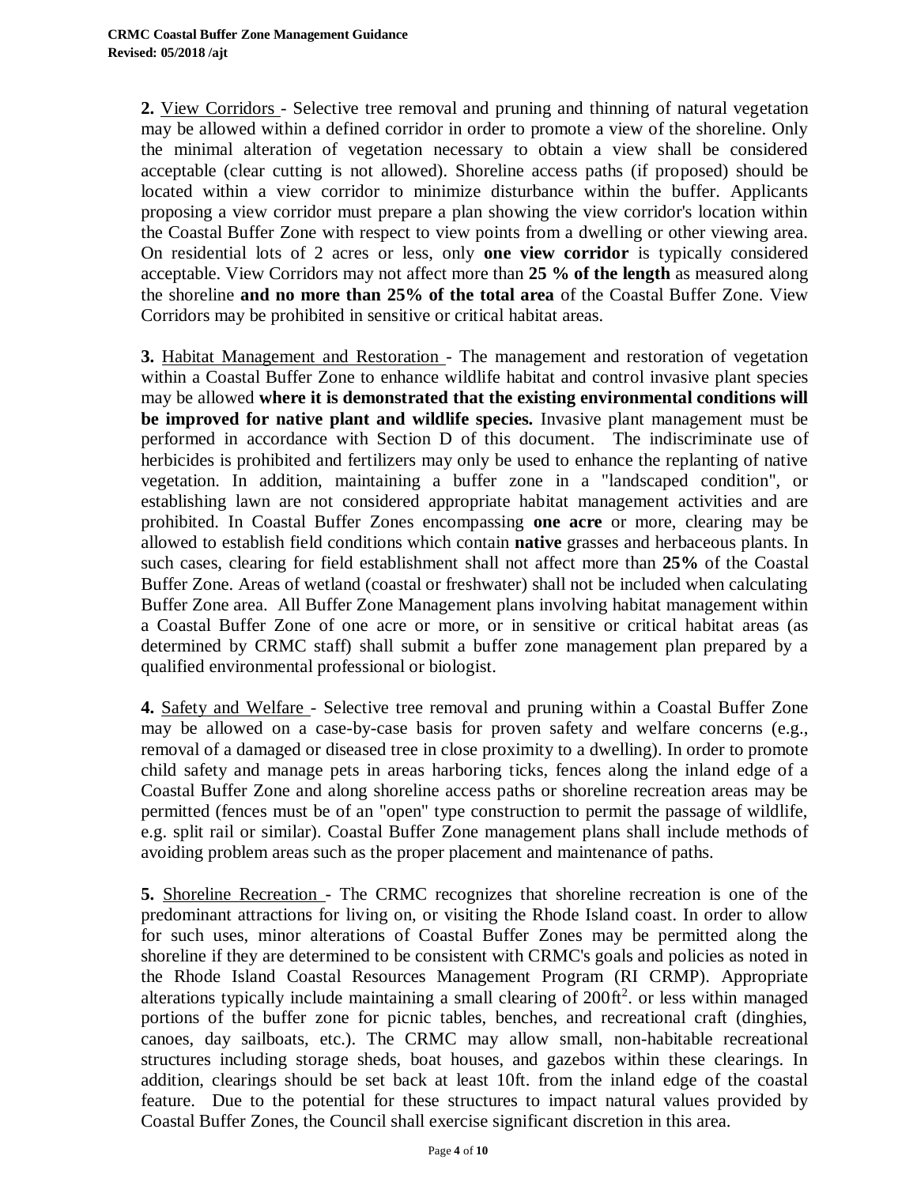**2.** View Corridors - Selective tree removal and pruning and thinning of natural vegetation may be allowed within a defined corridor in order to promote a view of the shoreline. Only the minimal alteration of vegetation necessary to obtain a view shall be considered acceptable (clear cutting is not allowed). Shoreline access paths (if proposed) should be located within a view corridor to minimize disturbance within the buffer. Applicants proposing a view corridor must prepare a plan showing the view corridor's location within the Coastal Buffer Zone with respect to view points from a dwelling or other viewing area. On residential lots of 2 acres or less, only **one view corridor** is typically considered acceptable. View Corridors may not affect more than **25 % of the length** as measured along the shoreline **and no more than 25% of the total area** of the Coastal Buffer Zone. View Corridors may be prohibited in sensitive or critical habitat areas.

**3.** Habitat Management and Restoration - The management and restoration of vegetation within a Coastal Buffer Zone to enhance wildlife habitat and control invasive plant species may be allowed **where it is demonstrated that the existing environmental conditions will be improved for native plant and wildlife species.** Invasive plant management must be performed in accordance with Section D of this document. The indiscriminate use of herbicides is prohibited and fertilizers may only be used to enhance the replanting of native vegetation. In addition, maintaining a buffer zone in a "landscaped condition", or establishing lawn are not considered appropriate habitat management activities and are prohibited. In Coastal Buffer Zones encompassing **one acre** or more, clearing may be allowed to establish field conditions which contain **native** grasses and herbaceous plants. In such cases, clearing for field establishment shall not affect more than **25%** of the Coastal Buffer Zone. Areas of wetland (coastal or freshwater) shall not be included when calculating Buffer Zone area. All Buffer Zone Management plans involving habitat management within a Coastal Buffer Zone of one acre or more, or in sensitive or critical habitat areas (as determined by CRMC staff) shall submit a buffer zone management plan prepared by a qualified environmental professional or biologist.

**4.** Safety and Welfare - Selective tree removal and pruning within a Coastal Buffer Zone may be allowed on a case-by-case basis for proven safety and welfare concerns (e.g., removal of a damaged or diseased tree in close proximity to a dwelling). In order to promote child safety and manage pets in areas harboring ticks, fences along the inland edge of a Coastal Buffer Zone and along shoreline access paths or shoreline recreation areas may be permitted (fences must be of an "open" type construction to permit the passage of wildlife, e.g. split rail or similar). Coastal Buffer Zone management plans shall include methods of avoiding problem areas such as the proper placement and maintenance of paths.

**5.** Shoreline Recreation - The CRMC recognizes that shoreline recreation is one of the predominant attractions for living on, or visiting the Rhode Island coast. In order to allow for such uses, minor alterations of Coastal Buffer Zones may be permitted along the shoreline if they are determined to be consistent with CRMC's goals and policies as noted in the Rhode Island Coastal Resources Management Program (RI CRMP). Appropriate alterations typically include maintaining a small clearing of $200ft^2$. or less within managed portions of the buffer zone for picnic tables, benches, and recreational craft (dinghies, canoes, day sailboats, etc.). The CRMC may allow small, non-habitable recreational structures including storage sheds, boat houses, and gazebos within these clearings. In addition, clearings should be set back at least 10ft. from the inland edge of the coastal feature. Due to the potential for these structures to impact natural values provided by Coastal Buffer Zones, the Council shall exercise significant discretion in this area.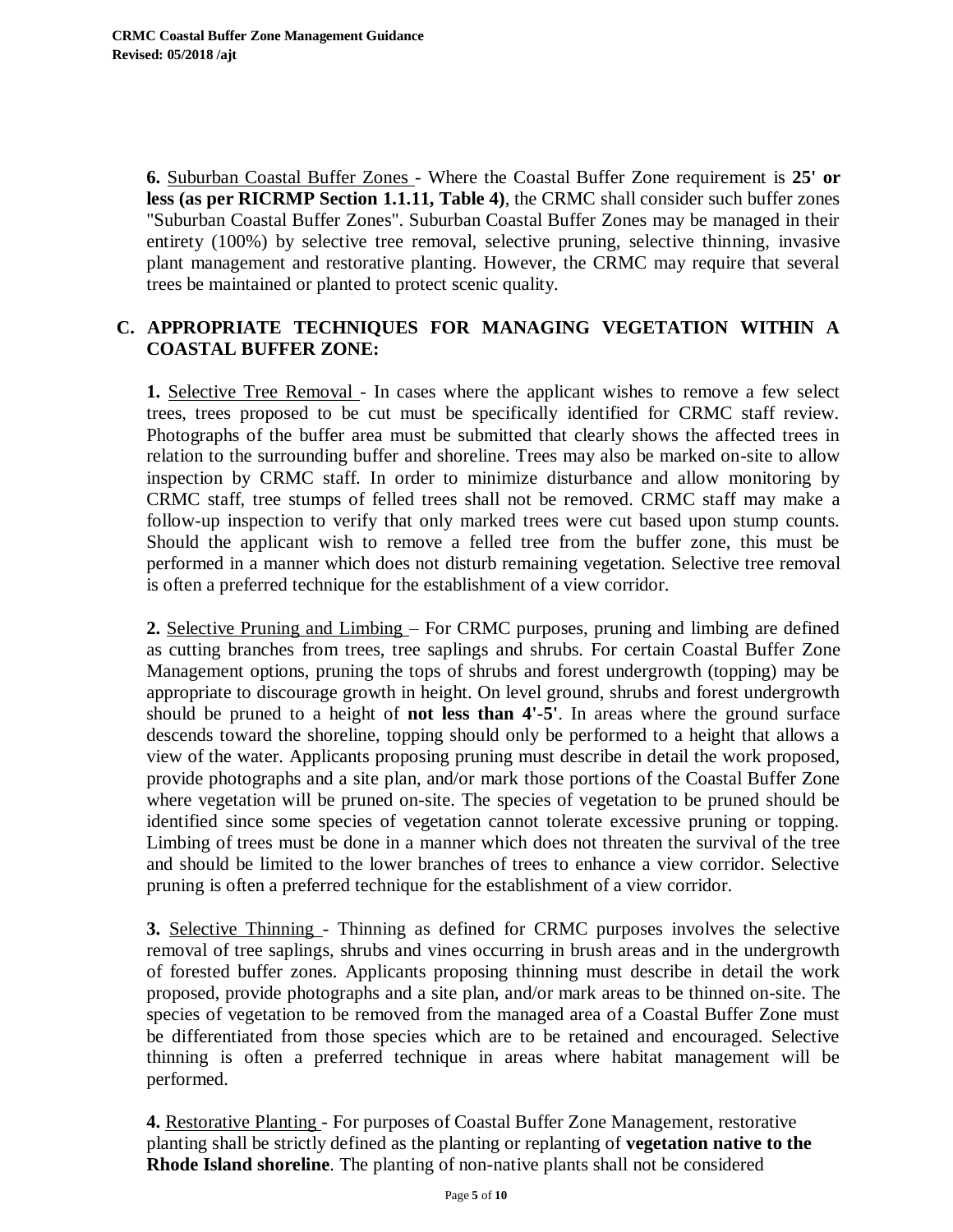**6.** Suburban Coastal Buffer Zones - Where the Coastal Buffer Zone requirement is **25' or less (as per RICRMP Section 1.1.11, Table 4)**, the CRMC shall consider such buffer zones "Suburban Coastal Buffer Zones". Suburban Coastal Buffer Zones may be managed in their entirety (100%) by selective tree removal, selective pruning, selective thinning, invasive plant management and restorative planting. However, the CRMC may require that several trees be maintained or planted to protect scenic quality.

## C. APPROPRIATE TECHNIQUES FOR MANAGING VEGETATION WITHIN A COASTAL BUFFER ZONE:

**1.** Selective Tree Removal - In cases where the applicant wishes to remove a few select trees, trees proposed to be cut must be specifically identified for CRMC staff review. Photographs of the buffer area must be submitted that clearly shows the affected trees in relation to the surrounding buffer and shoreline. Trees may also be marked on-site to allow inspection by CRMC staff. In order to minimize disturbance and allow monitoring by CRMC staff, tree stumps of felled trees shall not be removed. CRMC staff may make a follow-up inspection to verify that only marked trees were cut based upon stump counts. Should the applicant wish to remove a felled tree from the buffer zone, this must be performed in a manner which does not disturb remaining vegetation. Selective tree removal is often a preferred technique for the establishment of a view corridor.

**2.** Selective Pruning and Limbing – For CRMC purposes, pruning and limbing are defined as cutting branches from trees, tree saplings and shrubs. For certain Coastal Buffer Zone Management options, pruning the tops of shrubs and forest undergrowth (topping) may be appropriate to discourage growth in height. On level ground, shrubs and forest undergrowth should be pruned to a height of **not less than 4'-5'**. In areas where the ground surface descends toward the shoreline, topping should only be performed to a height that allows a view of the water. Applicants proposing pruning must describe in detail the work proposed, provide photographs and a site plan, and/or mark those portions of the Coastal Buffer Zone where vegetation will be pruned on-site. The species of vegetation to be pruned should be identified since some species of vegetation cannot tolerate excessive pruning or topping. Limbing of trees must be done in a manner which does not threaten the survival of the tree and should be limited to the lower branches of trees to enhance a view corridor. Selective pruning is often a preferred technique for the establishment of a view corridor.

**3.** Selective Thinning - Thinning as defined for CRMC purposes involves the selective removal of tree saplings, shrubs and vines occurring in brush areas and in the undergrowth of forested buffer zones. Applicants proposing thinning must describe in detail the work proposed, provide photographs and a site plan, and/or mark areas to be thinned on-site. The species of vegetation to be removed from the managed area of a Coastal Buffer Zone must be differentiated from those species which are to be retained and encouraged. Selective thinning is often a preferred technique in areas where habitat management will be performed.

**4.** Restorative Planting - For purposes of Coastal Buffer Zone Management, restorative planting shall be strictly defined as the planting or replanting of **vegetation native to the Rhode Island shoreline**. The planting of non-native plants shall not be considered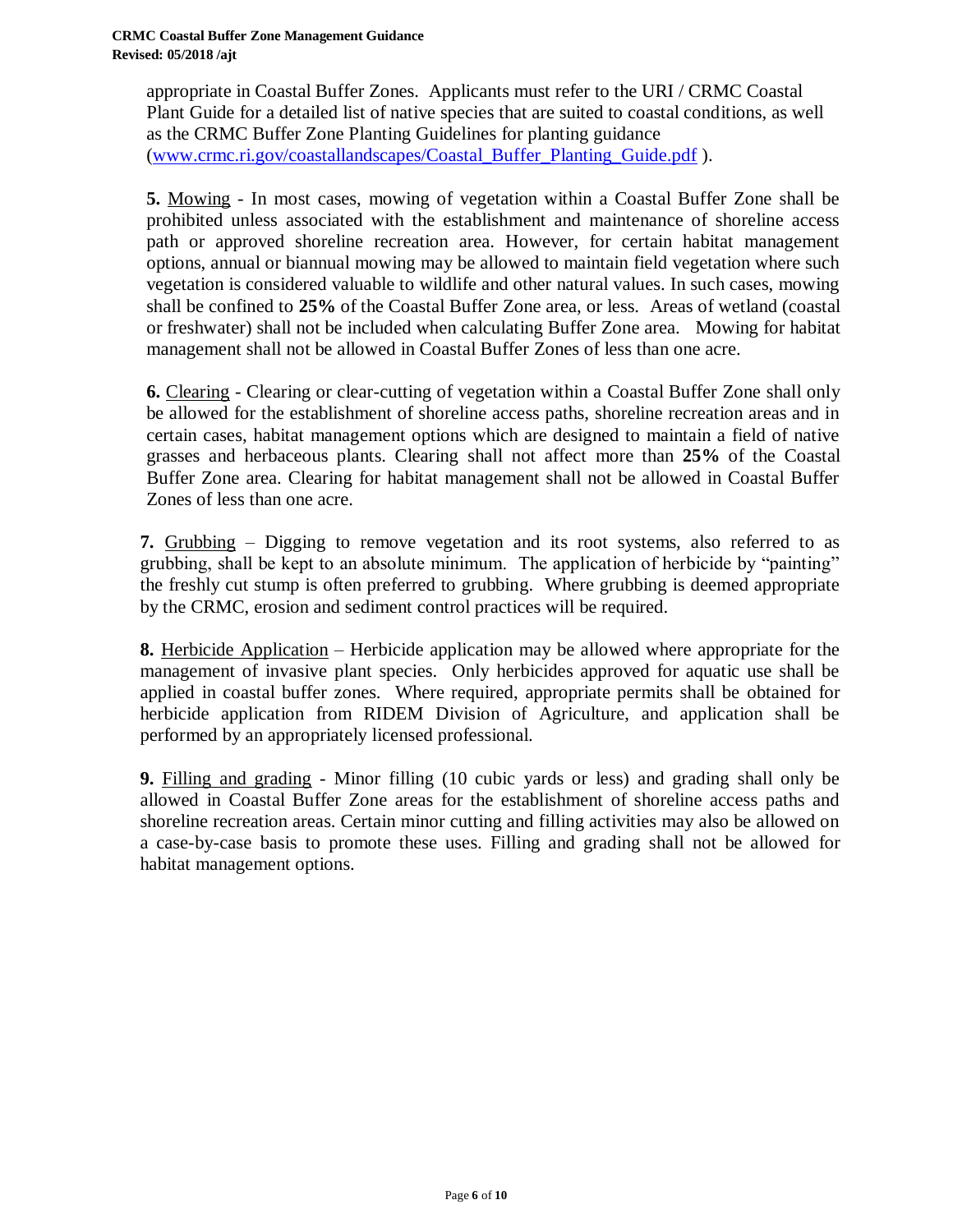appropriate in Coastal Buffer Zones. Applicants must refer to the URI / CRMC Coastal Plant Guide for a detailed list of native species that are suited to coastal conditions, as well as the CRMC Buffer Zone Planting Guidelines for planting guidance (www.crmc.ri.gov/coastallandscapes/Coastal_Buffer_Planting_Guide.pdf ).

**5.** Mowing - In most cases, mowing of vegetation within a Coastal Buffer Zone shall be prohibited unless associated with the establishment and maintenance of shoreline access path or approved shoreline recreation area. However, for certain habitat management options, annual or biannual mowing may be allowed to maintain field vegetation where such vegetation is considered valuable to wildlife and other natural values. In such cases, mowing shall be confined to **25%** of the Coastal Buffer Zone area, or less. Areas of wetland (coastal or freshwater) shall not be included when calculating Buffer Zone area. Mowing for habitat management shall not be allowed in Coastal Buffer Zones of less than one acre.

**6.** Clearing - Clearing or clear-cutting of vegetation within a Coastal Buffer Zone shall only be allowed for the establishment of shoreline access paths, shoreline recreation areas and in certain cases, habitat management options which are designed to maintain a field of native grasses and herbaceous plants. Clearing shall not affect more than **25%** of the Coastal Buffer Zone area. Clearing for habitat management shall not be allowed in Coastal Buffer Zones of less than one acre.

**7.** Grubbing – Digging to remove vegetation and its root systems, also referred to as grubbing, shall be kept to an absolute minimum. The application of herbicide by "painting" the freshly cut stump is often preferred to grubbing. Where grubbing is deemed appropriate by the CRMC, erosion and sediment control practices will be required.

**8.** Herbicide Application – Herbicide application may be allowed where appropriate for the management of invasive plant species. Only herbicides approved for aquatic use shall be applied in coastal buffer zones. Where required, appropriate permits shall be obtained for herbicide application from RIDEM Division of Agriculture, and application shall be performed by an appropriately licensed professional.

**9.** Filling and grading - Minor filling (10 cubic yards or less) and grading shall only be allowed in Coastal Buffer Zone areas for the establishment of shoreline access paths and shoreline recreation areas. Certain minor cutting and filling activities may also be allowed on a case-by-case basis to promote these uses. Filling and grading shall not be allowed for habitat management options.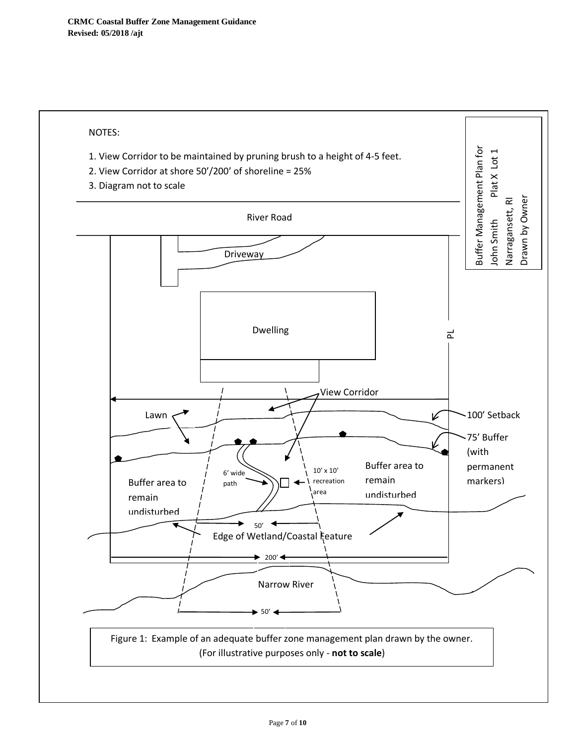NOTES:

1. View Corridor to be maintained by pruning brush to a height of 4-5 feet.
2. View Corridor at shore 50'/200' of shoreline = 25%
3. Diagram not to scale

Buffer Management Plan for
John Smith Plat X Lot 1
Narragansett, RI
Drawn by Owner

River Road

Driveway

Dwelling

PL

View Corridor

Lawn

100' Setback

75' Buffer (with permanent markers)

6' wide path

10' x 10' recreation area

Buffer area to remain undisturbed

Buffer area to remain undisturbed

50'

Edge of Wetland/Coastal Feature

200'

Narrow River

50'

Figure 1: Example of an adequate buffer zone management plan drawn by the owner. (For illustrative purposes only - **not to scale**)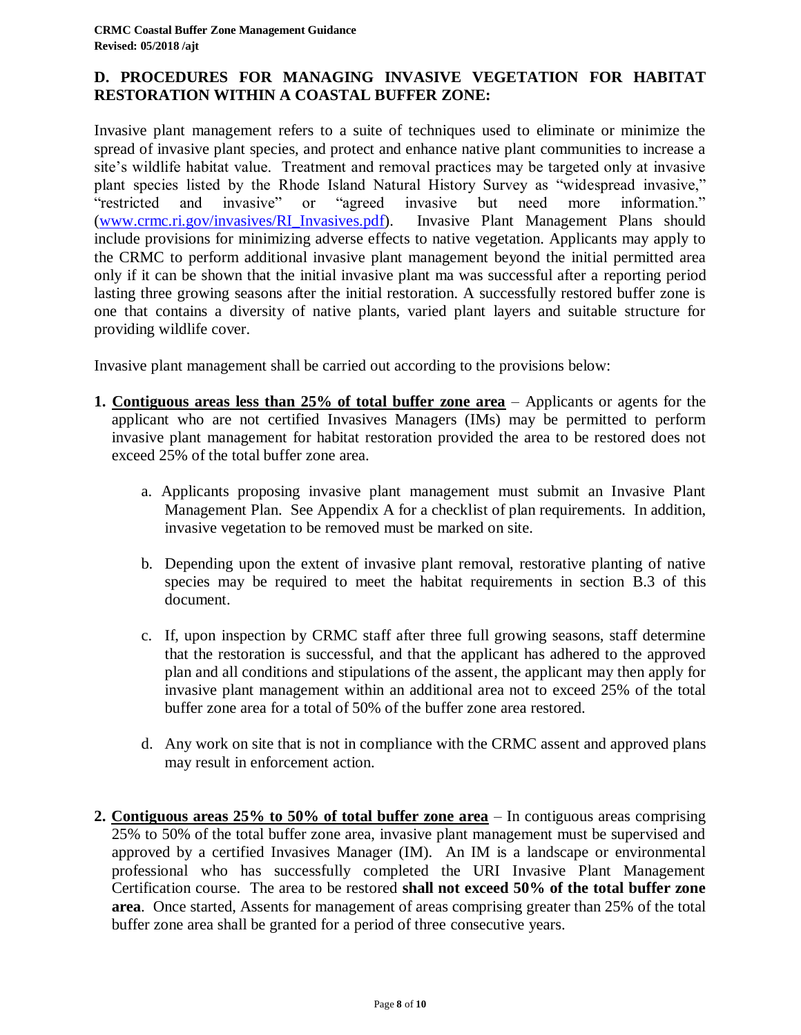## D. PROCEDURES FOR MANAGING INVASIVE VEGETATION FOR HABITAT RESTORATION WITHIN A COASTAL BUFFER ZONE:

Invasive plant management refers to a suite of techniques used to eliminate or minimize the spread of invasive plant species, and protect and enhance native plant communities to increase a site's wildlife habitat value. Treatment and removal practices may be targeted only at invasive plant species listed by the Rhode Island Natural History Survey as "widespread invasive," "restricted and invasive" or "agreed invasive but need more information." ([www.crmc.ri.gov/invasives/RI_Invasives.pdf](www.crmc.ri.gov/invasives/RI_Invasives.pdf)). Invasive Plant Management Plans should include provisions for minimizing adverse effects to native vegetation. Applicants may apply to the CRMC to perform additional invasive plant management beyond the initial permitted area only if it can be shown that the initial invasive plant ma was successful after a reporting period lasting three growing seasons after the initial restoration. A successfully restored buffer zone is one that contains a diversity of native plants, varied plant layers and suitable structure for providing wildlife cover.

Invasive plant management shall be carried out according to the provisions below:

1. **Contiguous areas less than 25% of total buffer zone area** – Applicants or agents for the applicant who are not certified Invasives Managers (IMs) may be permitted to perform invasive plant management for habitat restoration provided the area to be restored does not exceed 25% of the total buffer zone area.

    a. Applicants proposing invasive plant management must submit an Invasive Plant Management Plan. See Appendix A for a checklist of plan requirements. In addition, invasive vegetation to be removed must be marked on site.

    b. Depending upon the extent of invasive plant removal, restorative planting of native species may be required to meet the habitat requirements in section B.3 of this document.

    c. If, upon inspection by CRMC staff after three full growing seasons, staff determine that the restoration is successful, and that the applicant has adhered to the approved plan and all conditions and stipulations of the assent, the applicant may then apply for invasive plant management within an additional area not to exceed 25% of the total buffer zone area for a total of 50% of the buffer zone area restored.

    d. Any work on site that is not in compliance with the CRMC assent and approved plans may result in enforcement action.

2. **Contiguous areas 25% to 50% of total buffer zone area** – In contiguous areas comprising 25% to 50% of the total buffer zone area, invasive plant management must be supervised and approved by a certified Invasives Manager (IM). An IM is a landscape or environmental professional who has successfully completed the URI Invasive Plant Management Certification course. The area to be restored **shall not exceed 50% of the total buffer zone area**. Once started, Assents for management of areas comprising greater than 25% of the total buffer zone area shall be granted for a period of three consecutive years.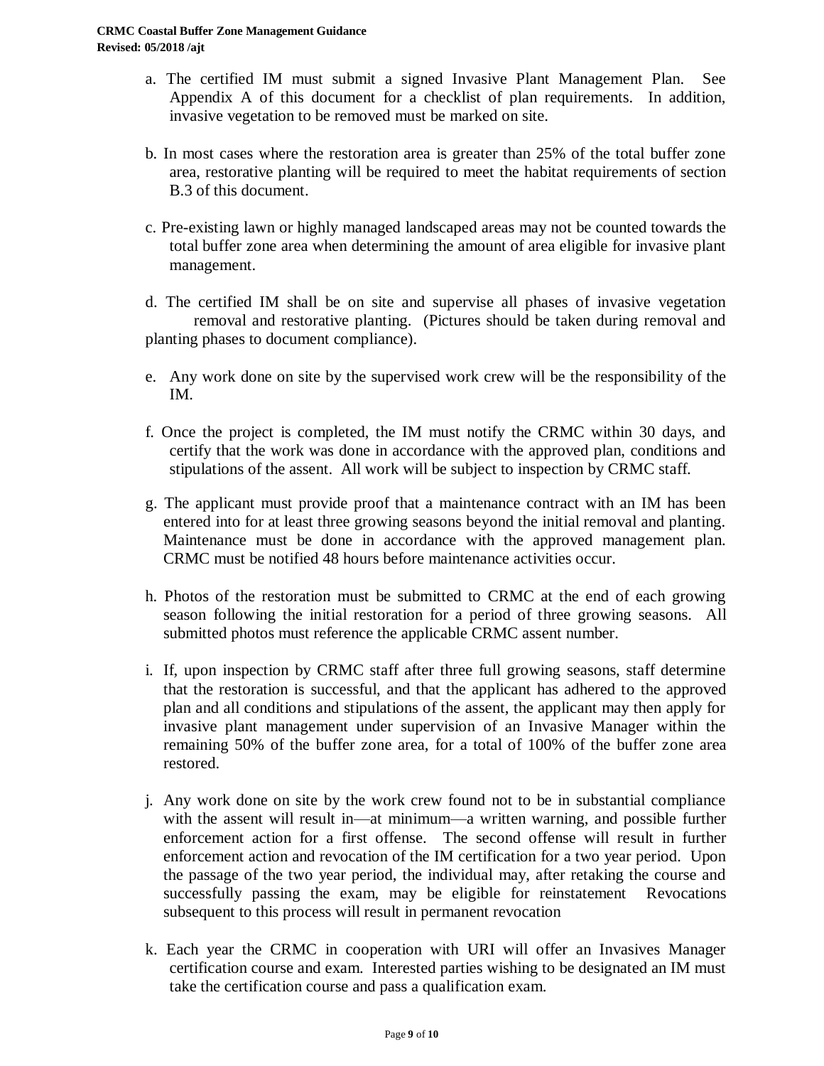a. The certified IM must submit a signed Invasive Plant Management Plan. See Appendix A of this document for a checklist of plan requirements. In addition, invasive vegetation to be removed must be marked on site.

b. In most cases where the restoration area is greater than 25% of the total buffer zone area, restorative planting will be required to meet the habitat requirements of section B.3 of this document.

c. Pre-existing lawn or highly managed landscaped areas may not be counted towards the total buffer zone area when determining the amount of area eligible for invasive plant management.

d. The certified IM shall be on site and supervise all phases of invasive vegetation removal and restorative planting. (Pictures should be taken during removal and planting phases to document compliance).

e. Any work done on site by the supervised work crew will be the responsibility of the IM.

f. Once the project is completed, the IM must notify the CRMC within 30 days, and certify that the work was done in accordance with the approved plan, conditions and stipulations of the assent. All work will be subject to inspection by CRMC staff.

g. The applicant must provide proof that a maintenance contract with an IM has been entered into for at least three growing seasons beyond the initial removal and planting. Maintenance must be done in accordance with the approved management plan. CRMC must be notified 48 hours before maintenance activities occur.

h. Photos of the restoration must be submitted to CRMC at the end of each growing season following the initial restoration for a period of three growing seasons. All submitted photos must reference the applicable CRMC assent number.

i. If, upon inspection by CRMC staff after three full growing seasons, staff determine that the restoration is successful, and that the applicant has adhered to the approved plan and all conditions and stipulations of the assent, the applicant may then apply for invasive plant management under supervision of an Invasive Manager within the remaining 50% of the buffer zone area, for a total of 100% of the buffer zone area restored.

j. Any work done on site by the work crew found not to be in substantial compliance with the assent will result in—at minimum—a written warning, and possible further enforcement action for a first offense. The second offense will result in further enforcement action and revocation of the IM certification for a two year period. Upon the passage of the two year period, the individual may, after retaking the course and successfully passing the exam, may be eligible for reinstatement Revocations subsequent to this process will result in permanent revocation

k. Each year the CRMC in cooperation with URI will offer an Invasives Manager certification course and exam. Interested parties wishing to be designated an IM must take the certification course and pass a qualification exam.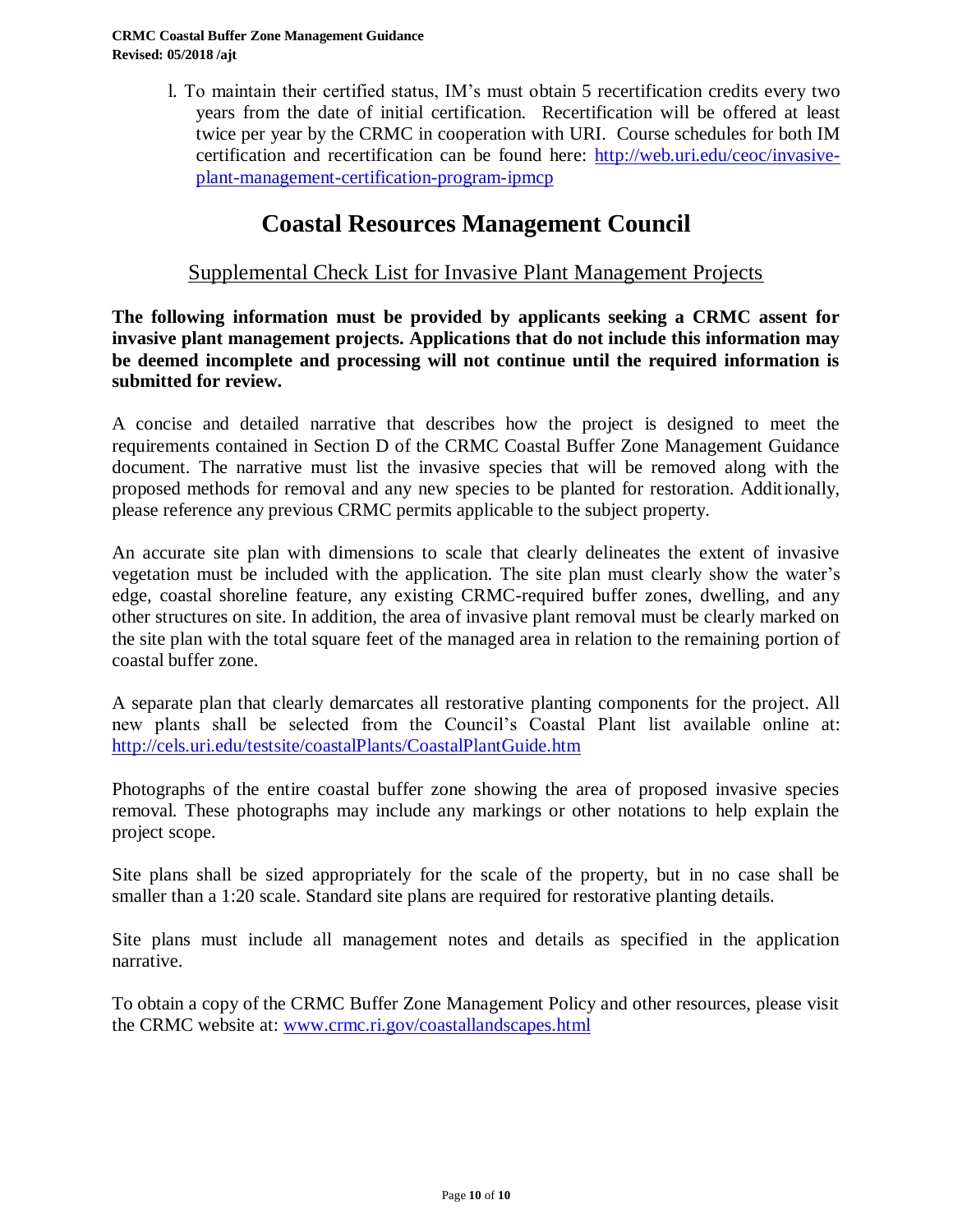l. To maintain their certified status, IM's must obtain 5 recertification credits every two years from the date of initial certification. Recertification will be offered at least twice per year by the CRMC in cooperation with URI. Course schedules for both IM certification and recertification can be found here: [http://web.uri.edu/ceoc/invasive-plant-management-certification-program-ipmcp](http://web.uri.edu/ceoc/invasive-plant-management-certification-program-ipmcp)

# Coastal Resources Management Council

## Supplemental Check List for Invasive Plant Management Projects

**The following information must be provided by applicants seeking a CRMC assent for invasive plant management projects. Applications that do not include this information may be deemed incomplete and processing will not continue until the required information is submitted for review.**

A concise and detailed narrative that describes how the project is designed to meet the requirements contained in Section D of the CRMC Coastal Buffer Zone Management Guidance document. The narrative must list the invasive species that will be removed along with the proposed methods for removal and any new species to be planted for restoration. Additionally, please reference any previous CRMC permits applicable to the subject property.

An accurate site plan with dimensions to scale that clearly delineates the extent of invasive vegetation must be included with the application. The site plan must clearly show the water's edge, coastal shoreline feature, any existing CRMC-required buffer zones, dwelling, and any other structures on site. In addition, the area of invasive plant removal must be clearly marked on the site plan with the total square feet of the managed area in relation to the remaining portion of coastal buffer zone.

A separate plan that clearly demarcates all restorative planting components for the project. All new plants shall be selected from the Council's Coastal Plant list available online at: [http://cels.uri.edu/testsite/coastalPlants/CoastalPlantGuide.htm](http://cels.uri.edu/testsite/coastalPlants/CoastalPlantGuide.htm)

Photographs of the entire coastal buffer zone showing the area of proposed invasive species removal. These photographs may include any markings or other notations to help explain the project scope.

Site plans shall be sized appropriately for the scale of the property, but in no case shall be smaller than a 1:20 scale. Standard site plans are required for restorative planting details.

Site plans must include all management notes and details as specified in the application narrative.

To obtain a copy of the CRMC Buffer Zone Management Policy and other resources, please visit the CRMC website at: [www.crmc.ri.gov/coastallandscapes.html](www.crmc.ri.gov/coastallandscapes.html)